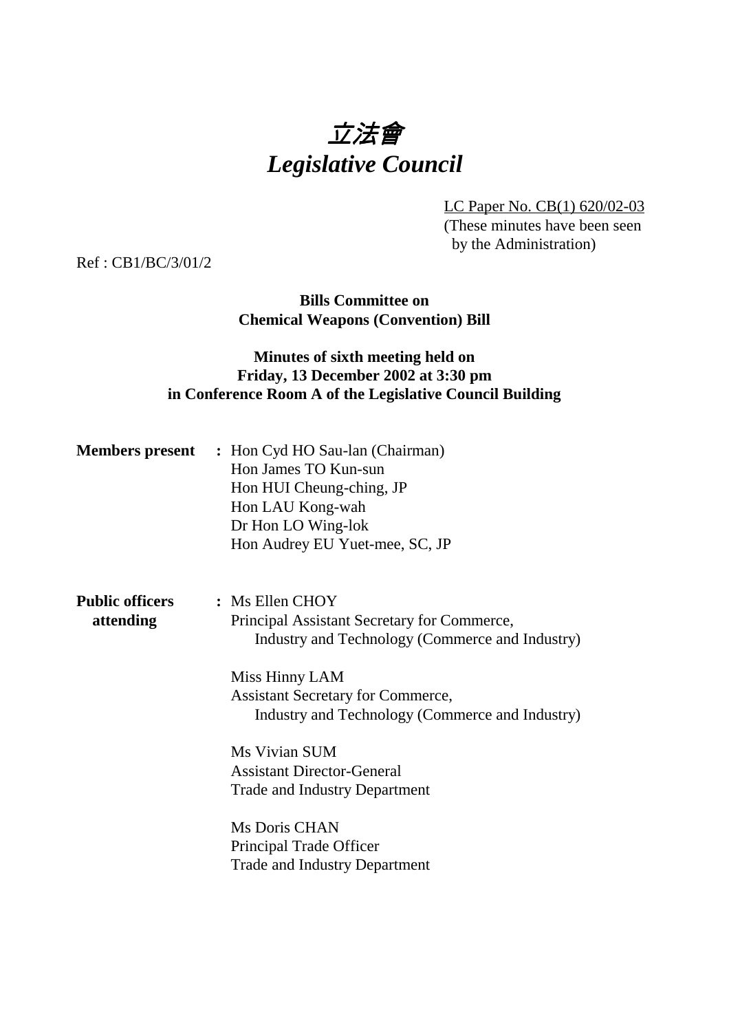# *立法會*
# *Legislative Council*

LC Paper No. CB(1) 620/02-03
(These minutes have been seen by the Administration)

Ref : CB1/BC/3/01/2

**Bills Committee on**
**Chemical Weapons (Convention) Bill**

**Minutes of sixth meeting held on**
**Friday, 13 December 2002 at 3:30 pm**
**in Conference Room A of the Legislative Council Building**

**Members present** : Hon Cyd HO Sau-lan (Chairman)
Hon James TO Kun-sun
Hon HUI Cheung-ching, JP
Hon LAU Kong-wah
Dr Hon LO Wing-lok
Hon Audrey EU Yuet-mee, SC, JP

**Public officers attending** : Ms Ellen CHOY
Principal Assistant Secretary for Commerce, Industry and Technology (Commerce and Industry)

Miss Hinny LAM
Assistant Secretary for Commerce, Industry and Technology (Commerce and Industry)

Ms Vivian SUM
Assistant Director-General
Trade and Industry Department

Ms Doris CHAN
Principal Trade Officer
Trade and Industry Department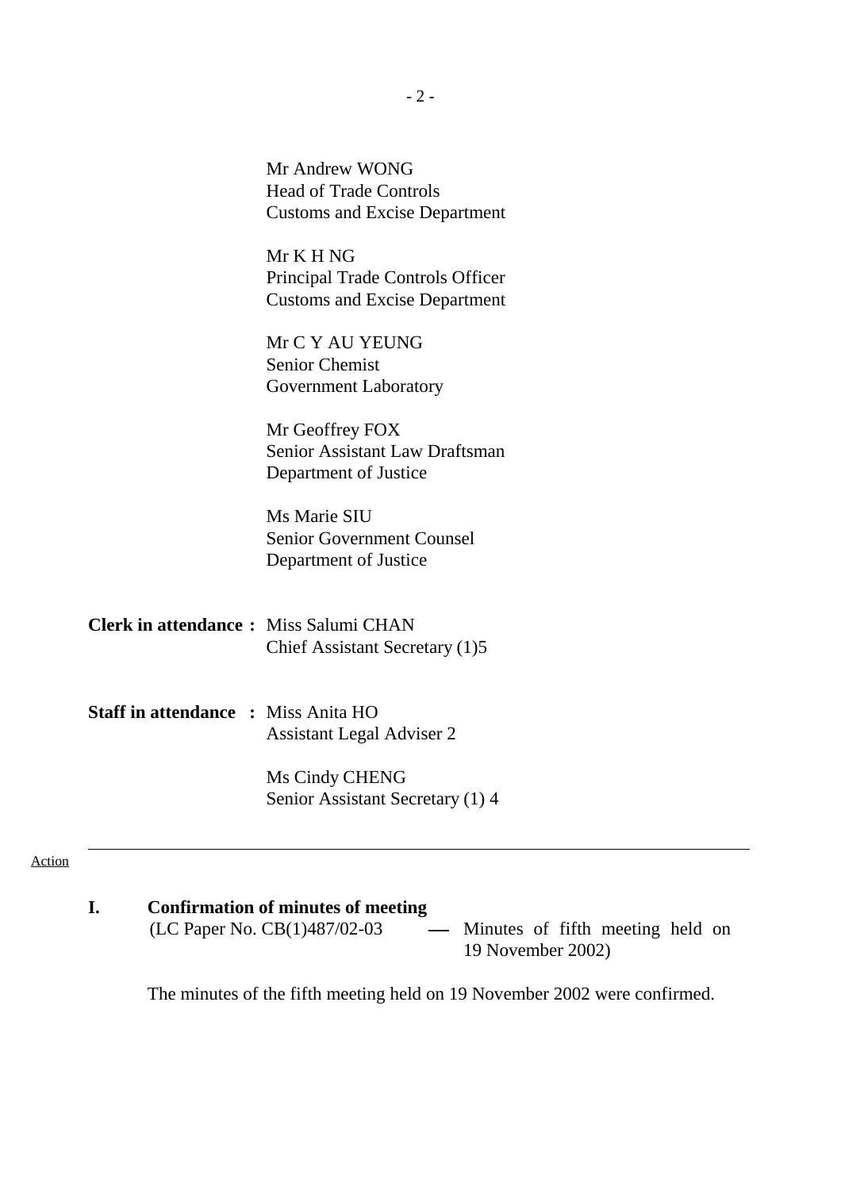Mr Andrew WONG
Head of Trade Controls
Customs and Excise Department

Mr K H NG
Principal Trade Controls Officer
Customs and Excise Department

Mr C Y AU YEUNG
Senior Chemist
Government Laboratory

Mr Geoffrey FOX
Senior Assistant Law Draftsman
Department of Justice

Ms Marie SIU
Senior Government Counsel
Department of Justice

**Clerk in attendance :** Miss Salumi CHAN
Chief Assistant Secretary (1)5

**Staff in attendance :** Miss Anita HO
Assistant Legal Adviser 2

Ms Cindy CHENG
Senior Assistant Secretary (1) 4

---

Action

**I. Confirmation of minutes of meeting**

(LC Paper No. CB(1)487/02-03 — Minutes of fifth meeting held on 19 November 2002)

The minutes of the fifth meeting held on 19 November 2002 were confirmed.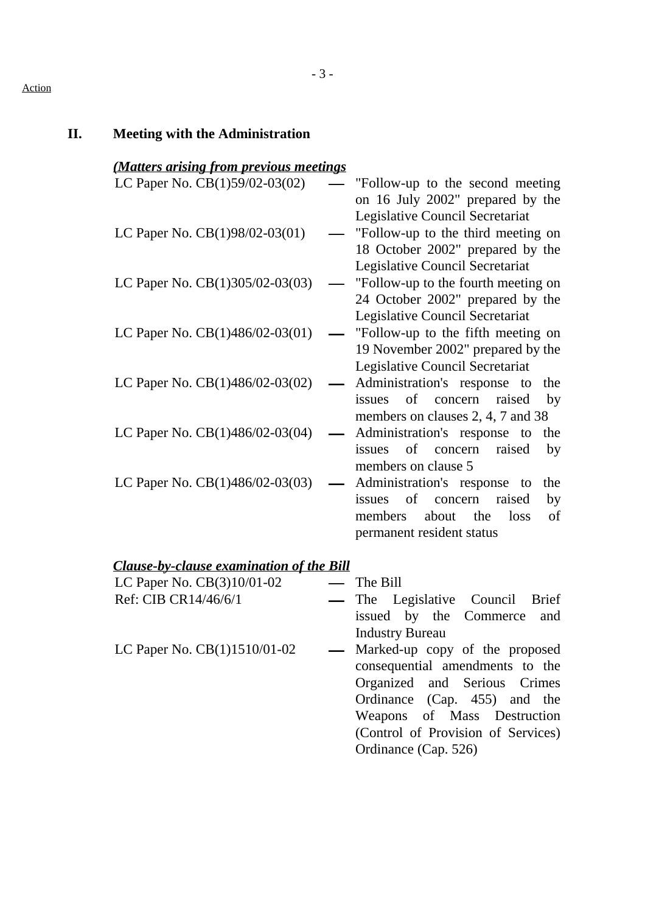Action

## II. Meeting with the Administration

***(Matters arising from previous meetings***

| | | |
|---|---|---|
| LC Paper No. CB(1)59/02-03(02) | — | "Follow-up to the second meeting on 16 July 2002" prepared by the Legislative Council Secretariat |
| LC Paper No. CB(1)98/02-03(01) | — | "Follow-up to the third meeting on 18 October 2002" prepared by the Legislative Council Secretariat |
| LC Paper No. CB(1)305/02-03(03) | — | "Follow-up to the fourth meeting on 24 October 2002" prepared by the Legislative Council Secretariat |
| LC Paper No. CB(1)486/02-03(01) | — | "Follow-up to the fifth meeting on 19 November 2002" prepared by the Legislative Council Secretariat |
| LC Paper No. CB(1)486/02-03(02) | — | Administration's response to the issues of concern raised by members on clauses 2, 4, 7 and 38 |
| LC Paper No. CB(1)486/02-03(04) | — | Administration's response to the issues of concern raised by members on clause 5 |
| LC Paper No. CB(1)486/02-03(03) | — | Administration's response to the issues of concern raised by members about the loss of permanent resident status |

***Clause-by-clause examination of the Bill***

| | | |
|---|---|---|
| LC Paper No. CB(3)10/01-02 | — | The Bill |
| Ref: CIB CR14/46/6/1 | — | The Legislative Council Brief issued by the Commerce and Industry Bureau |
| LC Paper No. CB(1)1510/01-02 | — | Marked-up copy of the proposed consequential amendments to the Organized and Serious Crimes Ordinance (Cap. 455) and the Weapons of Mass Destruction (Control of Provision of Services) Ordinance (Cap. 526) |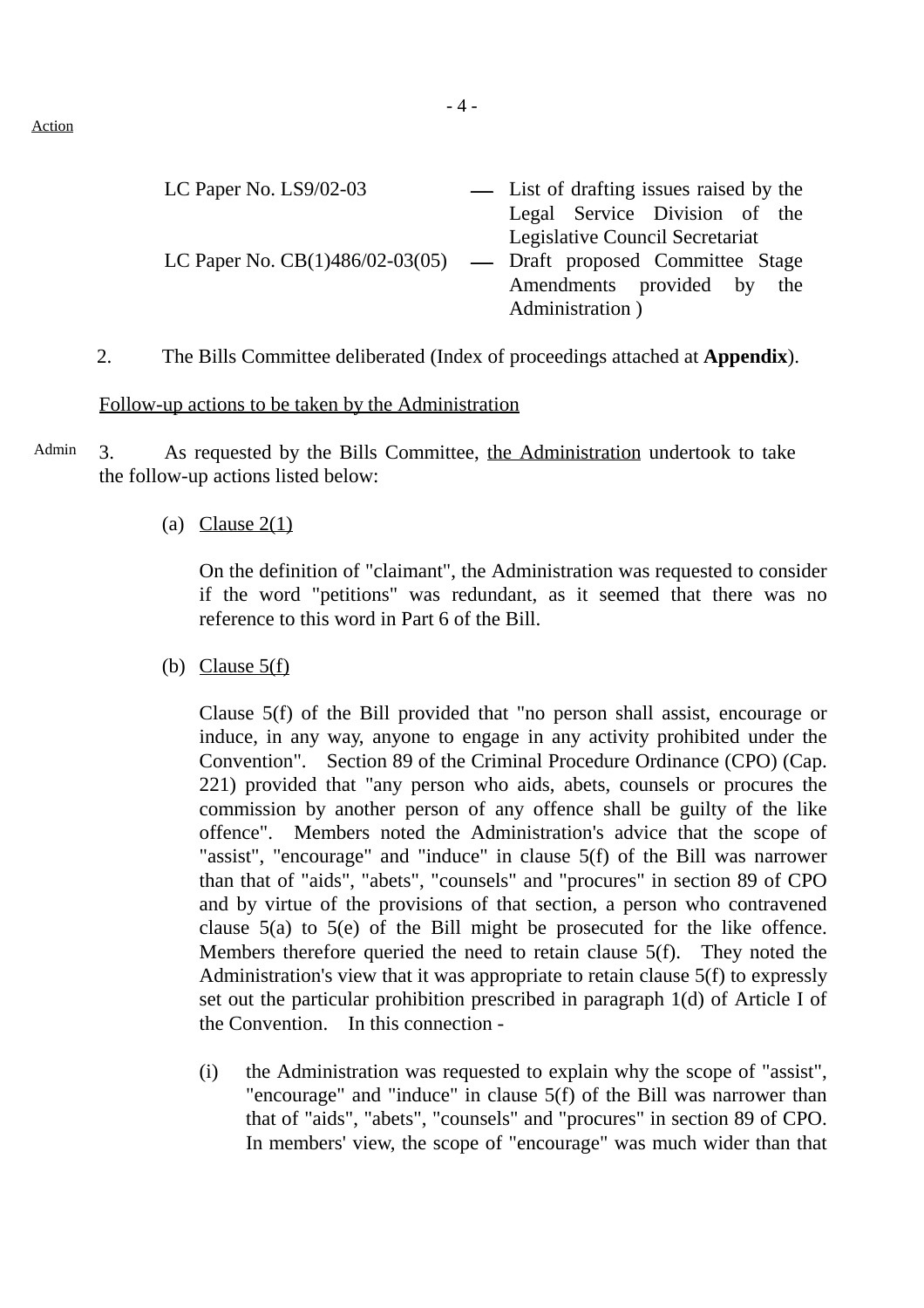Action

LC Paper No. LS9/02-03 — List of drafting issues raised by the Legal Service Division of the Legislative Council Secretariat

LC Paper No. CB(1)486/02-03(05) — Draft proposed Committee Stage Amendments provided by the Administration )

2. The Bills Committee deliberated (Index of proceedings attached at **Appendix**).

Follow-up actions to be taken by the Administration

Admin

3. As requested by the Bills Committee, the Administration undertook to take the follow-up actions listed below:

(a) Clause 2(1)

On the definition of "claimant", the Administration was requested to consider if the word "petitions" was redundant, as it seemed that there was no reference to this word in Part 6 of the Bill.

(b) Clause 5(f)

Clause 5(f) of the Bill provided that "no person shall assist, encourage or induce, in any way, anyone to engage in any activity prohibited under the Convention". Section 89 of the Criminal Procedure Ordinance (CPO) (Cap. 221) provided that "any person who aids, abets, counsels or procures the commission by another person of any offence shall be guilty of the like offence". Members noted the Administration's advice that the scope of "assist", "encourage" and "induce" in clause 5(f) of the Bill was narrower than that of "aids", "abets", "counsels" and "procures" in section 89 of CPO and by virtue of the provisions of that section, a person who contravened clause 5(a) to 5(e) of the Bill might be prosecuted for the like offence. Members therefore queried the need to retain clause 5(f). They noted the Administration's view that it was appropriate to retain clause 5(f) to expressly set out the particular prohibition prescribed in paragraph 1(d) of Article I of the Convention. In this connection -

(i) the Administration was requested to explain why the scope of "assist", "encourage" and "induce" in clause 5(f) of the Bill was narrower than that of "aids", "abets", "counsels" and "procures" in section 89 of CPO. In members' view, the scope of "encourage" was much wider than that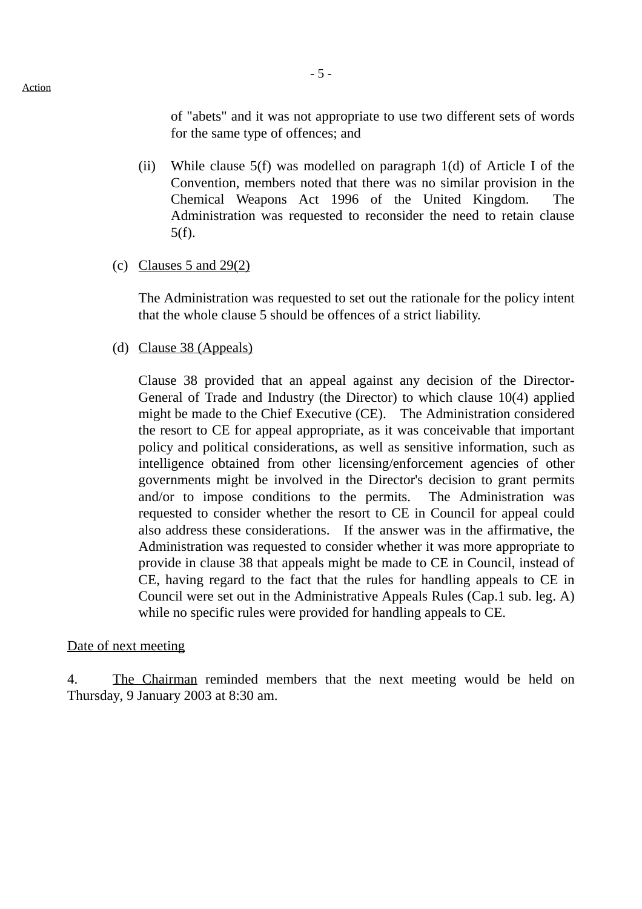Action

of "abets" and it was not appropriate to use two different sets of words for the same type of offences; and

(ii) While clause 5(f) was modelled on paragraph 1(d) of Article I of the Convention, members noted that there was no similar provision in the Chemical Weapons Act 1996 of the United Kingdom. The Administration was requested to reconsider the need to retain clause 5(f).

(c) Clauses 5 and 29(2)

The Administration was requested to set out the rationale for the policy intent that the whole clause 5 should be offences of a strict liability.

(d) Clause 38 (Appeals)

Clause 38 provided that an appeal against any decision of the Director-General of Trade and Industry (the Director) to which clause 10(4) applied might be made to the Chief Executive (CE). The Administration considered the resort to CE for appeal appropriate, as it was conceivable that important policy and political considerations, as well as sensitive information, such as intelligence obtained from other licensing/enforcement agencies of other governments might be involved in the Director's decision to grant permits and/or to impose conditions to the permits. The Administration was requested to consider whether the resort to CE in Council for appeal could also address these considerations. If the answer was in the affirmative, the Administration was requested to consider whether it was more appropriate to provide in clause 38 that appeals might be made to CE in Council, instead of CE, having regard to the fact that the rules for handling appeals to CE in Council were set out in the Administrative Appeals Rules (Cap.1 sub. leg. A) while no specific rules were provided for handling appeals to CE.

Date of next meeting

4. The Chairman reminded members that the next meeting would be held on Thursday, 9 January 2003 at 8:30 am.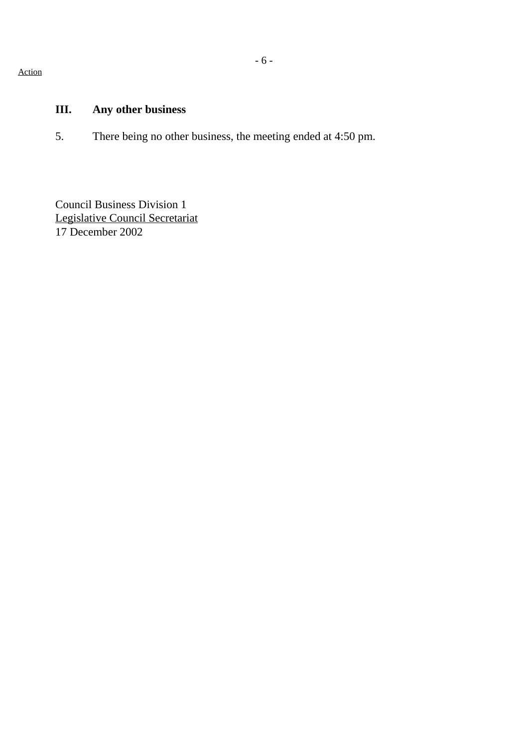Action

### III. Any other business

5. There being no other business, the meeting ended at 4:50 pm.

Council Business Division 1
Legislative Council Secretariat
17 December 2002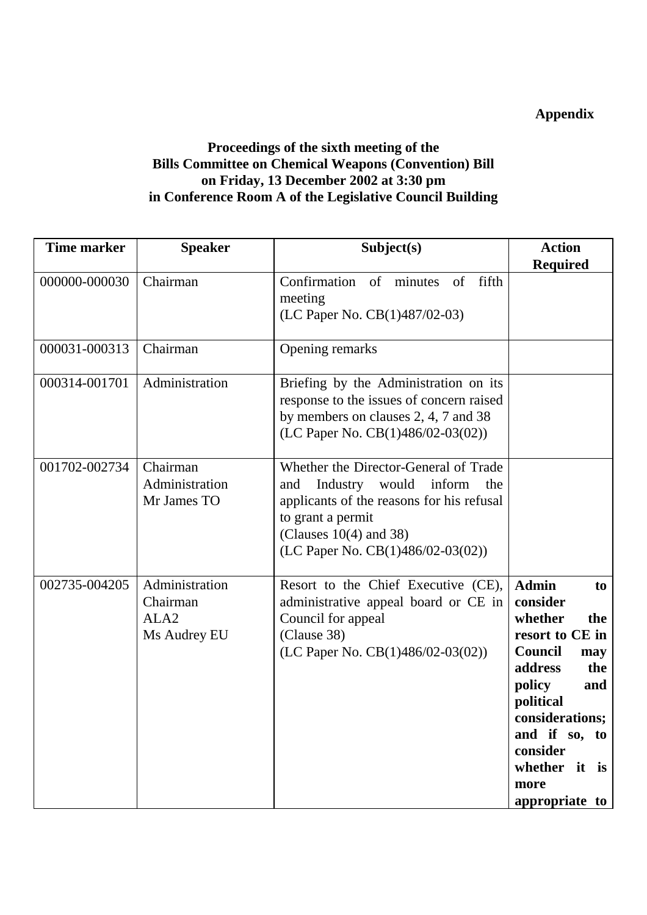**Appendix**

**Proceedings of the sixth meeting of the Bills Committee on Chemical Weapons (Convention) Bill on Friday, 13 December 2002 at 3:30 pm in Conference Room A of the Legislative Council Building**

| Time marker | Speaker | Subject(s) | Action Required |
|---|---|---|---|
| 000000-000030 | Chairman | Confirmation of minutes of fifth meeting<br>(LC Paper No. CB(1)487/02-03) | |
| 000031-000313 | Chairman | Opening remarks | |
| 000314-001701 | Administration | Briefing by the Administration on its response to the issues of concern raised by members on clauses 2, 4, 7 and 38<br>(LC Paper No. CB(1)486/02-03(02)) | |
| 001702-002734 | Chairman<br>Administration<br>Mr James TO | Whether the Director-General of Trade and Industry would inform the applicants of the reasons for his refusal to grant a permit<br>(Clauses 10(4) and 38)<br>(LC Paper No. CB(1)486/02-03(02)) | |
| 002735-004205 | Administration<br>Chairman<br>ALA2<br>Ms Audrey EU | Resort to the Chief Executive (CE), administrative appeal board or CE in Council for appeal<br>(Clause 38)<br>(LC Paper No. CB(1)486/02-03(02)) | **Admin to consider whether the resort to CE in Council may address the policy and political considerations; and if so, to consider whether it is more appropriate to** |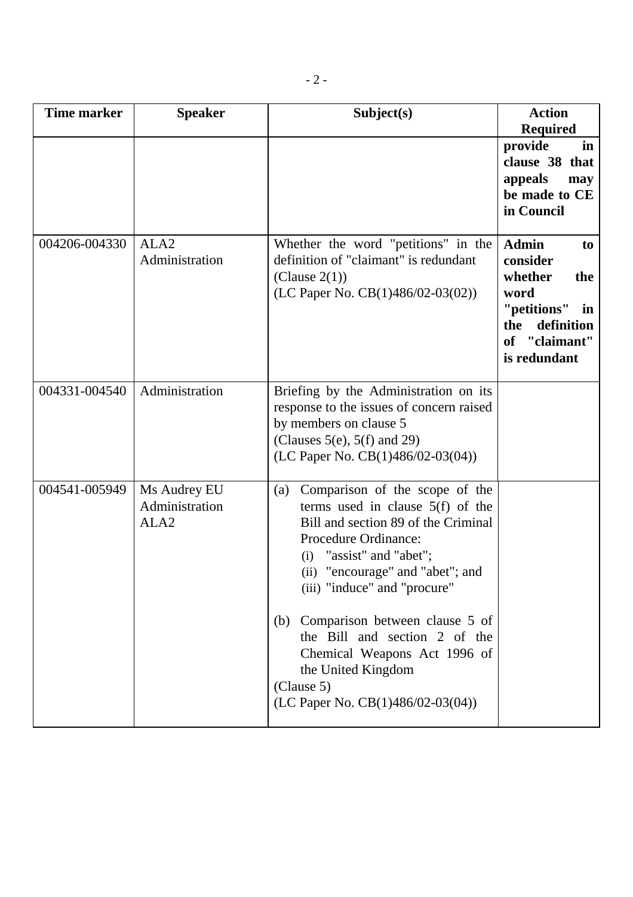| Time marker | Speaker | Subject(s) | Action Required |
|---|---|---|---|
| | | | **provide in clause 38 that appeals may be made to CE in Council** |
| 004206-004330 | ALA2<br>Administration | Whether the word "petitions" in the definition of "claimant" is redundant<br>(Clause 2(1))<br>(LC Paper No. CB(1)486/02-03(02)) | **Admin to consider whether the word "petitions" in the definition of "claimant" is redundant** |
| 004331-004540 | Administration | Briefing by the Administration on its response to the issues of concern raised by members on clause 5<br>(Clauses 5(e), 5(f) and 29)<br>(LC Paper No. CB(1)486/02-03(04)) | |
| 004541-005949 | Ms Audrey EU<br>Administration<br>ALA2 | (a) Comparison of the scope of the terms used in clause 5(f) of the Bill and section 89 of the Criminal Procedure Ordinance:<br>(i) "assist" and "abet";<br>(ii) "encourage" and "abet"; and<br>(iii) "induce" and "procure"<br><br>(b) Comparison between clause 5 of the Bill and section 2 of the Chemical Weapons Act 1996 of the United Kingdom<br>(Clause 5)<br>(LC Paper No. CB(1)486/02-03(04)) | |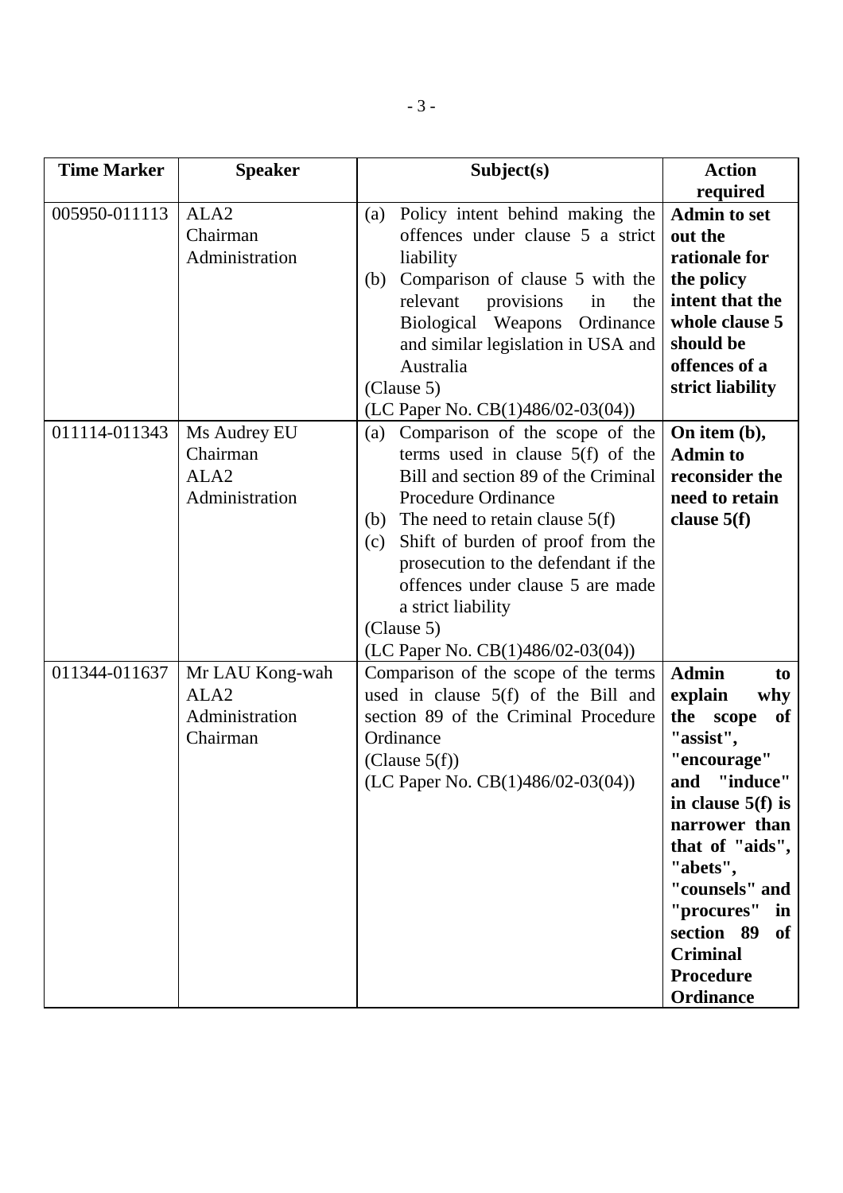| Time Marker | Speaker | Subject(s) | Action required |
|---|---|---|---|
| 005950-011113 | ALA2<br>Chairman<br>Administration | (a) Policy intent behind making the offences under clause 5 a strict liability<br>(b) Comparison of clause 5 with the relevant provisions in the Biological Weapons Ordinance and similar legislation in USA and Australia<br>(Clause 5)<br>(LC Paper No. CB(1)486/02-03(04)) | **Admin to set out the rationale for the policy intent that the whole clause 5 should be offences of a strict liability** |
| 011114-011343 | Ms Audrey EU<br>Chairman<br>ALA2<br>Administration | (a) Comparison of the scope of the terms used in clause 5(f) of the Bill and section 89 of the Criminal Procedure Ordinance<br>(b) The need to retain clause 5(f)<br>(c) Shift of burden of proof from the prosecution to the defendant if the offences under clause 5 are made a strict liability<br>(Clause 5)<br>(LC Paper No. CB(1)486/02-03(04)) | **On item (b), Admin to reconsider the need to retain clause 5(f)** |
| 011344-011637 | Mr LAU Kong-wah<br>ALA2<br>Administration<br>Chairman | Comparison of the scope of the terms used in clause 5(f) of the Bill and section 89 of the Criminal Procedure Ordinance<br>(Clause 5(f))<br>(LC Paper No. CB(1)486/02-03(04)) | **Admin to explain why the scope of "assist", "encourage" and "induce" in clause 5(f) is narrower than that of "aids", "abets", "counsels" and "procures" in section 89 of Criminal Procedure Ordinance** |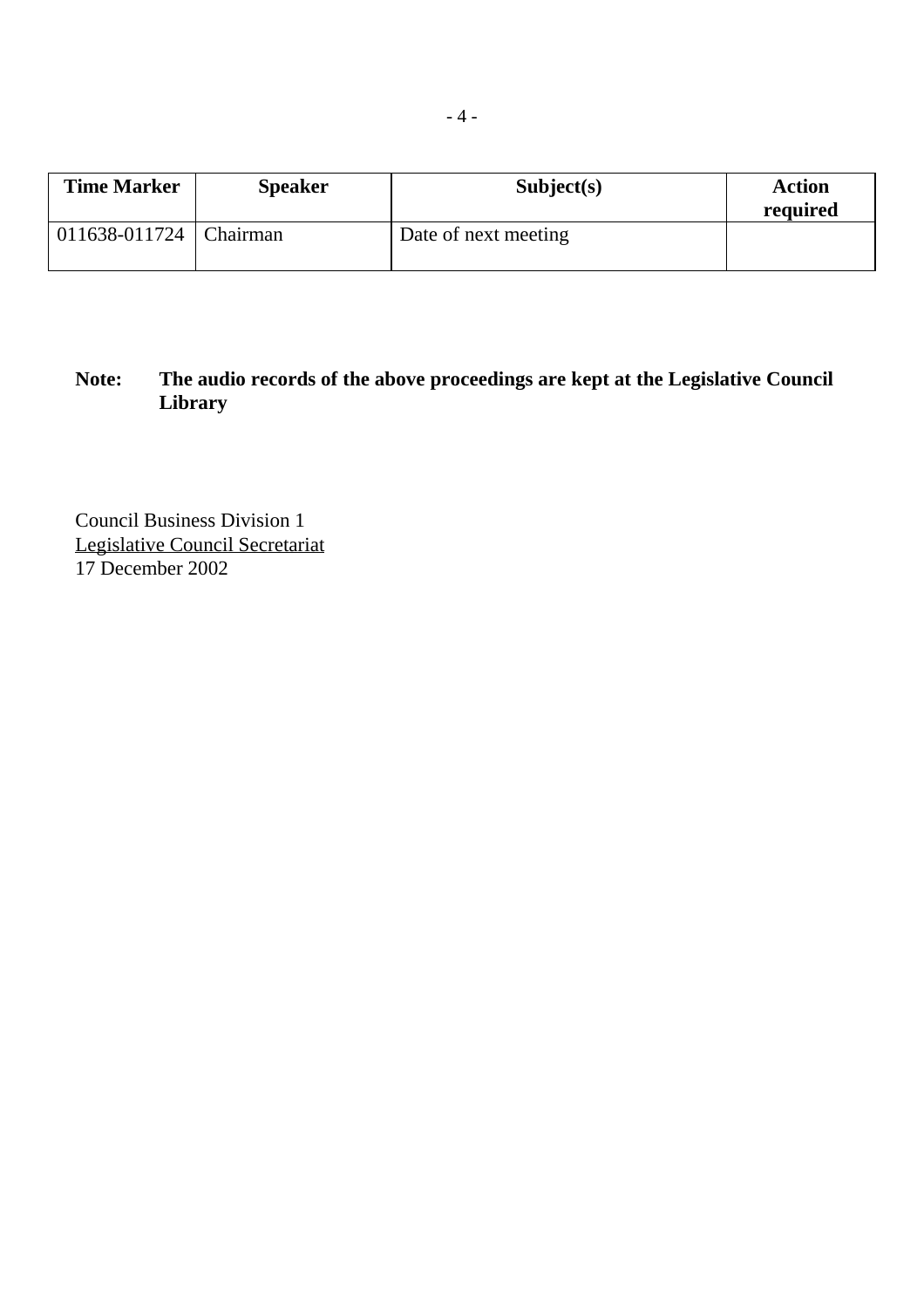| Time Marker | Speaker | Subject(s) | Action required |
|---|---|---|---|
| 011638-011724 | Chairman | Date of next meeting | |

**Note: The audio records of the above proceedings are kept at the Legislative Council Library**

Council Business Division 1
Legislative Council Secretariat
17 December 2002